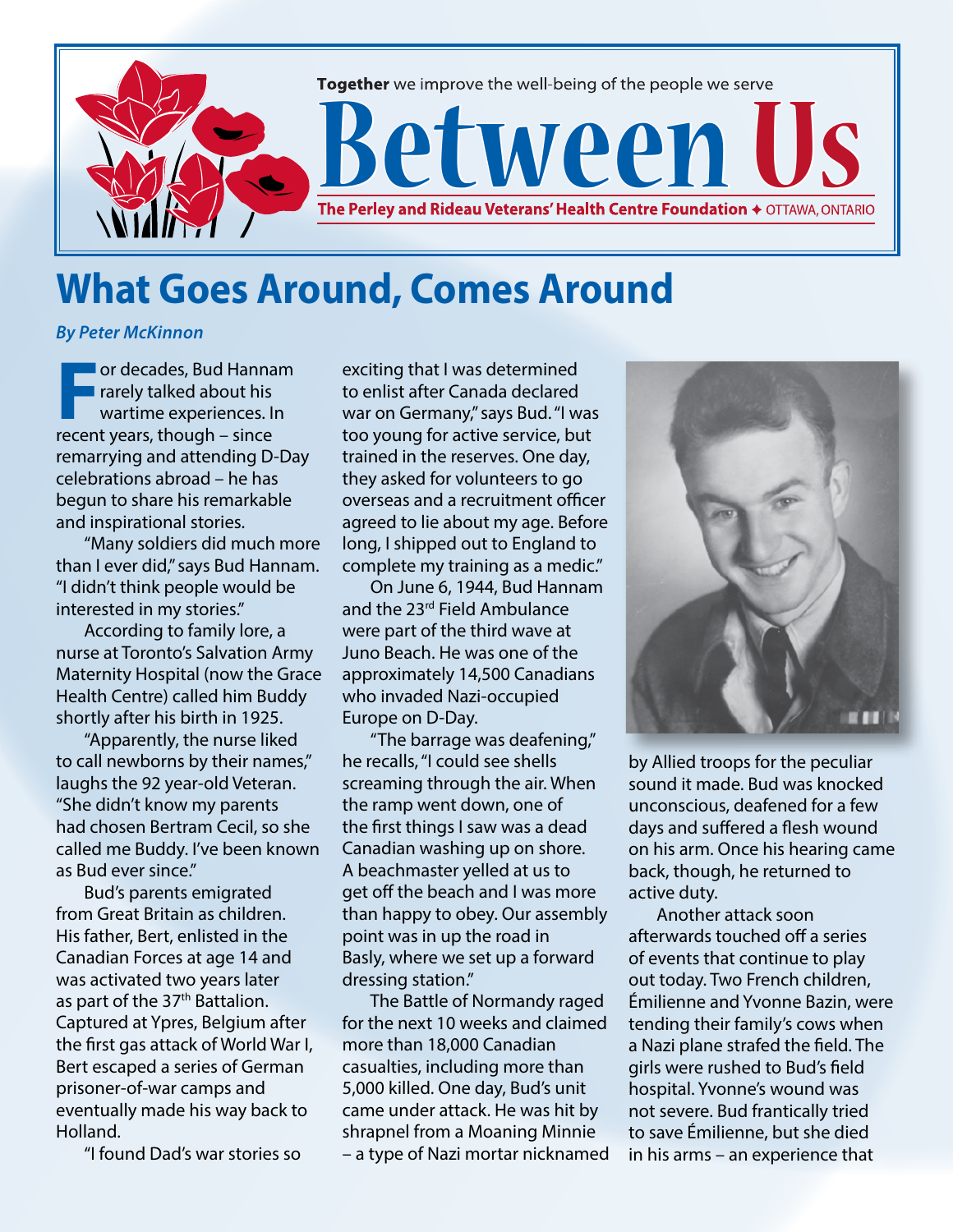Together we improve the well-being of the people we serve

# Between Us

**The Perley and Rideau Veterans' Health Centre Foundation ✦ OTTAWA, ONTARIO**

## What Goes Around, Comes Around

***By Peter McKinnon***

For decades, Bud Hannam rarely talked about his wartime experiences. In recent years, though – since remarrying and attending D-Day celebrations abroad – he has begun to share his remarkable and inspirational stories.

"Many soldiers did much more than I ever did," says Bud Hannam. "I didn't think people would be interested in my stories."

According to family lore, a nurse at Toronto's Salvation Army Maternity Hospital (now the Grace Health Centre) called him Buddy shortly after his birth in 1925.

"Apparently, the nurse liked to call newborns by their names," laughs the 92 year-old Veteran. "She didn't know my parents had chosen Bertram Cecil, so she called me Buddy. I've been known as Bud ever since."

Bud's parents emigrated from Great Britain as children. His father, Bert, enlisted in the Canadian Forces at age 14 and was activated two years later as part of the 37th Battalion. Captured at Ypres, Belgium after the first gas attack of World War I, Bert escaped a series of German prisoner-of-war camps and eventually made his way back to Holland.

"I found Dad's war stories so exciting that I was determined to enlist after Canada declared war on Germany," says Bud. "I was too young for active service, but trained in the reserves. One day, they asked for volunteers to go overseas and a recruitment officer agreed to lie about my age. Before long, I shipped out to England to complete my training as a medic."

On June 6, 1944, Bud Hannam and the 23rd Field Ambulance were part of the third wave at Juno Beach. He was one of the approximately 14,500 Canadians who invaded Nazi-occupied Europe on D-Day.

"The barrage was deafening," he recalls, "I could see shells screaming through the air. When the ramp went down, one of the first things I saw was a dead Canadian washing up on shore. A beachmaster yelled at us to get off the beach and I was more than happy to obey. Our assembly point was in up the road in Basly, where we set up a forward dressing station."

The Battle of Normandy raged for the next 10 weeks and claimed more than 18,000 Canadian casualties, including more than 5,000 killed. One day, Bud's unit came under attack. He was hit by shrapnel from a Moaning Minnie – a type of Nazi mortar nicknamed by Allied troops for the peculiar sound it made. Bud was knocked unconscious, deafened for a few days and suffered a flesh wound on his arm. Once his hearing came back, though, he returned to active duty.

Another attack soon afterwards touched off a series of events that continue to play out today. Two French children, Émilienne and Yvonne Bazin, were tending their family's cows when a Nazi plane strafed the field. The girls were rushed to Bud's field hospital. Yvonne's wound was not severe. Bud frantically tried to save Émilienne, but she died in his arms – an experience that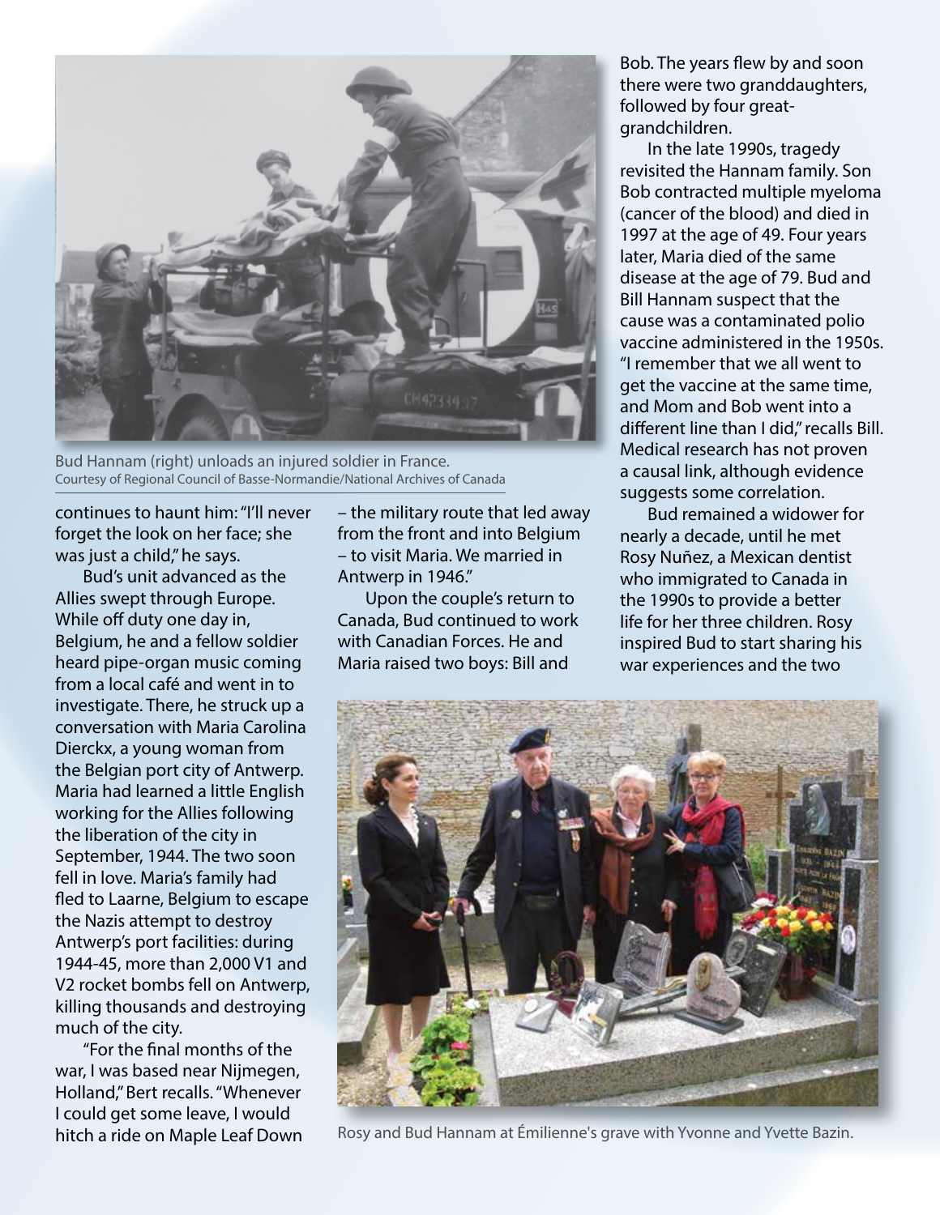Bud Hannam (right) unloads an injured soldier in France.
Courtesy of Regional Council of Basse-Normandie/National Archives of Canada

continues to haunt him: "I'll never forget the look on her face; she was just a child," he says.

Bud's unit advanced as the Allies swept through Europe. While off duty one day in, Belgium, he and a fellow soldier heard pipe-organ music coming from a local café and went in to investigate. There, he struck up a conversation with Maria Carolina Dierckx, a young woman from the Belgian port city of Antwerp. Maria had learned a little English working for the Allies following the liberation of the city in September, 1944. The two soon fell in love. Maria's family had fled to Laarne, Belgium to escape the Nazis attempt to destroy Antwerp's port facilities: during 1944-45, more than 2,000 V1 and V2 rocket bombs fell on Antwerp, killing thousands and destroying much of the city.

"For the final months of the war, I was based near Nijmegen, Holland," Bert recalls. "Whenever I could get some leave, I would hitch a ride on Maple Leaf Down – the military route that led away from the front and into Belgium – to visit Maria. We married in Antwerp in 1946."

Upon the couple's return to Canada, Bud continued to work with Canadian Forces. He and Maria raised two boys: Bill and Bob. The years flew by and soon there were two granddaughters, followed by four great-grandchildren.

In the late 1990s, tragedy revisited the Hannam family. Son Bob contracted multiple myeloma (cancer of the blood) and died in 1997 at the age of 49. Four years later, Maria died of the same disease at the age of 79. Bud and Bill Hannam suspect that the cause was a contaminated polio vaccine administered in the 1950s. "I remember that we all went to get the vaccine at the same time, and Mom and Bob went into a different line than I did," recalls Bill. Medical research has not proven a causal link, although evidence suggests some correlation.

Bud remained a widower for nearly a decade, until he met Rosy Nuñez, a Mexican dentist who immigrated to Canada in the 1990s to provide a better life for her three children. Rosy inspired Bud to start sharing his war experiences and the two

Rosy and Bud Hannam at Émilienne's grave with Yvonne and Yvette Bazin.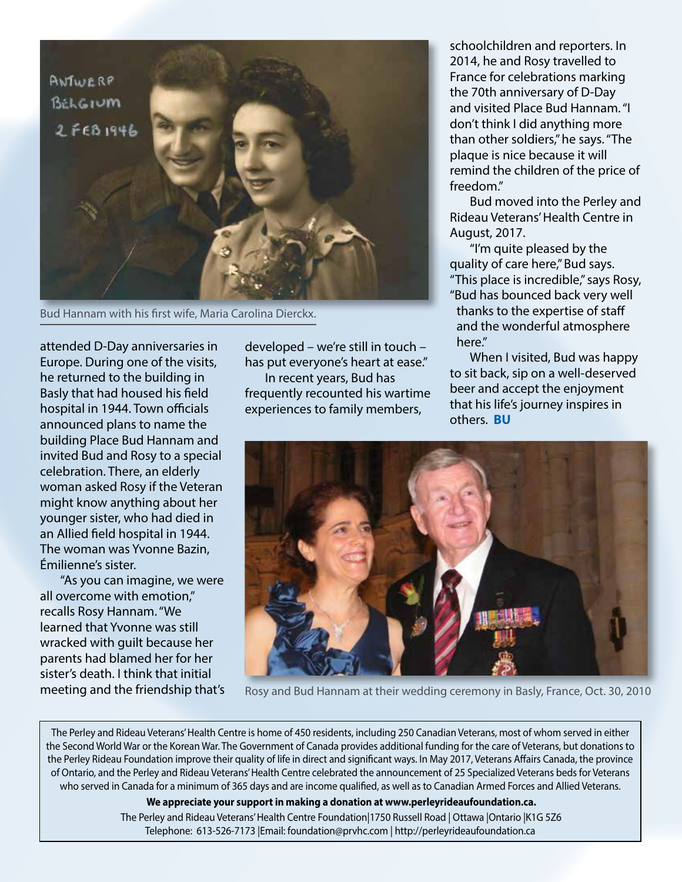Bud Hannam with his first wife, Maria Carolina Dierckx.

attended D-Day anniversaries in Europe. During one of the visits, he returned to the building in Basly that had housed his field hospital in 1944. Town officials announced plans to name the building Place Bud Hannam and invited Bud and Rosy to a special celebration. There, an elderly woman asked Rosy if the Veteran might know anything about her younger sister, who had died in an Allied field hospital in 1944. The woman was Yvonne Bazin, Émilienne's sister.

"As you can imagine, we were all overcome with emotion," recalls Rosy Hannam. "We learned that Yvonne was still wracked with guilt because her parents had blamed her for her sister's death. I think that initial meeting and the friendship that's developed – we're still in touch – has put everyone's heart at ease."

In recent years, Bud has frequently recounted his wartime experiences to family members, schoolchildren and reporters. In 2014, he and Rosy travelled to France for celebrations marking the 70th anniversary of D-Day and visited Place Bud Hannam. "I don't think I did anything more than other soldiers," he says. "The plaque is nice because it will remind the children of the price of freedom."

Bud moved into the Perley and Rideau Veterans' Health Centre in August, 2017.

"I'm quite pleased by the quality of care here," Bud says. "This place is incredible," says Rosy, "Bud has bounced back very well thanks to the expertise of staff and the wonderful atmosphere here."

When I visited, Bud was happy to sit back, sip on a well-deserved beer and accept the enjoyment that his life's journey inspires in others. **BU**

Rosy and Bud Hannam at their wedding ceremony in Basly, France, Oct. 30, 2010

The Perley and Rideau Veterans' Health Centre is home of 450 residents, including 250 Canadian Veterans, most of whom served in either the Second World War or the Korean War. The Government of Canada provides additional funding for the care of Veterans, but donations to the Perley Rideau Foundation improve their quality of life in direct and significant ways. In May 2017, Veterans Affairs Canada, the province of Ontario, and the Perley and Rideau Veterans' Health Centre celebrated the announcement of 25 Specialized Veterans beds for Veterans who served in Canada for a minimum of 365 days and are income qualified, as well as to Canadian Armed Forces and Allied Veterans.

**We appreciate your support in making a donation at www.perleyrideaufoundation.ca.**

The Perley and Rideau Veterans' Health Centre Foundation|1750 Russell Road | Ottawa |Ontario |K1G 5Z6
Telephone: 613-526-7173 |Email: foundation@prvhc.com | http://perleyrideaufoundation.ca